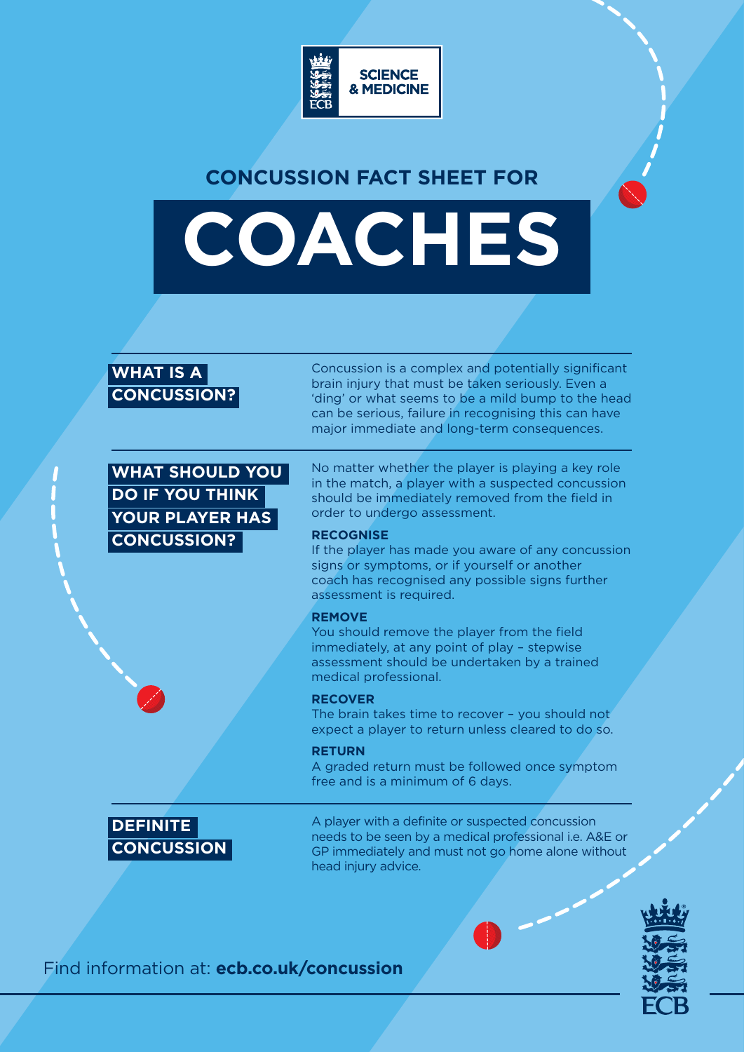SCIENCE & MEDICINE

## CONCUSSION FACT SHEET FOR

# COACHES

## WHAT IS A CONCUSSION?

Concussion is a complex and potentially significant brain injury that must be taken seriously. Even a 'ding' or what seems to be a mild bump to the head can be serious, failure in recognising this can have major immediate and long-term consequences.

## WHAT SHOULD YOU DO IF YOU THINK YOUR PLAYER HAS CONCUSSION?

No matter whether the player is playing a key role in the match, a player with a suspected concussion should be immediately removed from the field in order to undergo assessment.

**RECOGNISE**
If the player has made you aware of any concussion signs or symptoms, or if yourself or another coach has recognised any possible signs further assessment is required.

**REMOVE**
You should remove the player from the field immediately, at any point of play – stepwise assessment should be undertaken by a trained medical professional.

**RECOVER**
The brain takes time to recover – you should not expect a player to return unless cleared to do so.

**RETURN**
A graded return must be followed once symptom free and is a minimum of 6 days.

## DEFINITE CONCUSSION

A player with a definite or suspected concussion needs to be seen by a medical professional i.e. A&E or GP immediately and must not go home alone without head injury advice.

Find information at: **ecb.co.uk/concussion**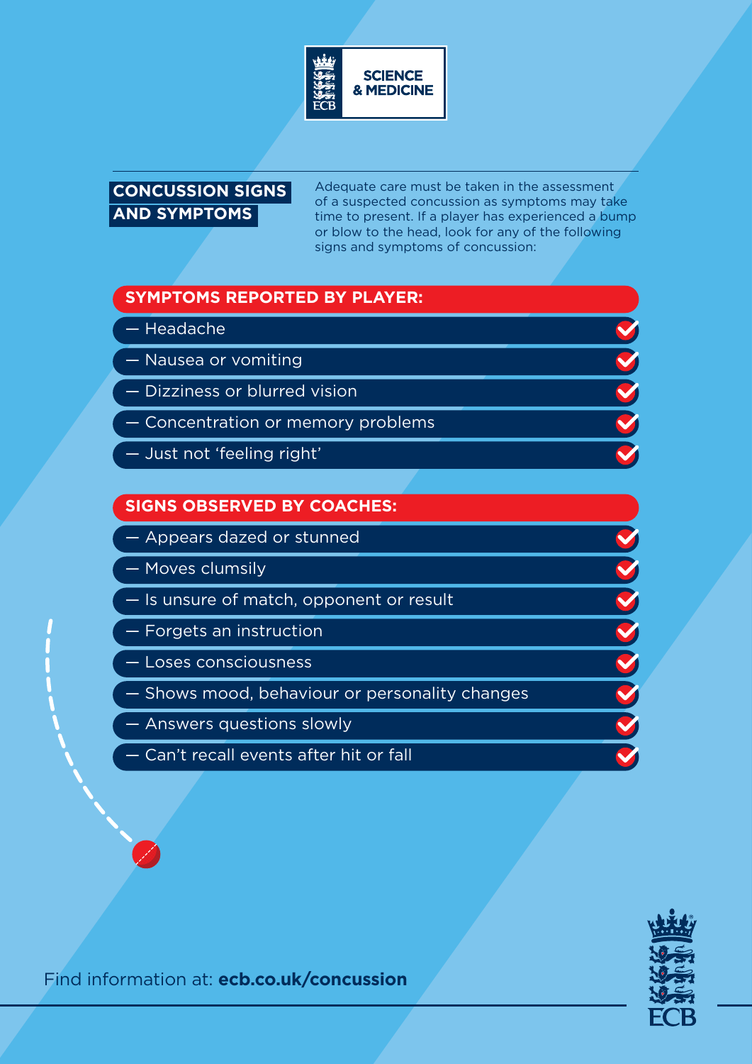SCIENCE & MEDICINE

## CONCUSSION SIGNS AND SYMPTOMS

Adequate care must be taken in the assessment of a suspected concussion as symptoms may take time to present. If a player has experienced a bump or blow to the head, look for any of the following signs and symptoms of concussion:

### SYMPTOMS REPORTED BY PLAYER:

- Headache
- Nausea or vomiting
- Dizziness or blurred vision
- Concentration or memory problems
- Just not 'feeling right'

### SIGNS OBSERVED BY COACHES:

- Appears dazed or stunned
- Moves clumsily
- Is unsure of match, opponent or result
- Forgets an instruction
- Loses consciousness
- Shows mood, behaviour or personality changes
- Answers questions slowly
- Can't recall events after hit or fall

Find information at: **ecb.co.uk/concussion**